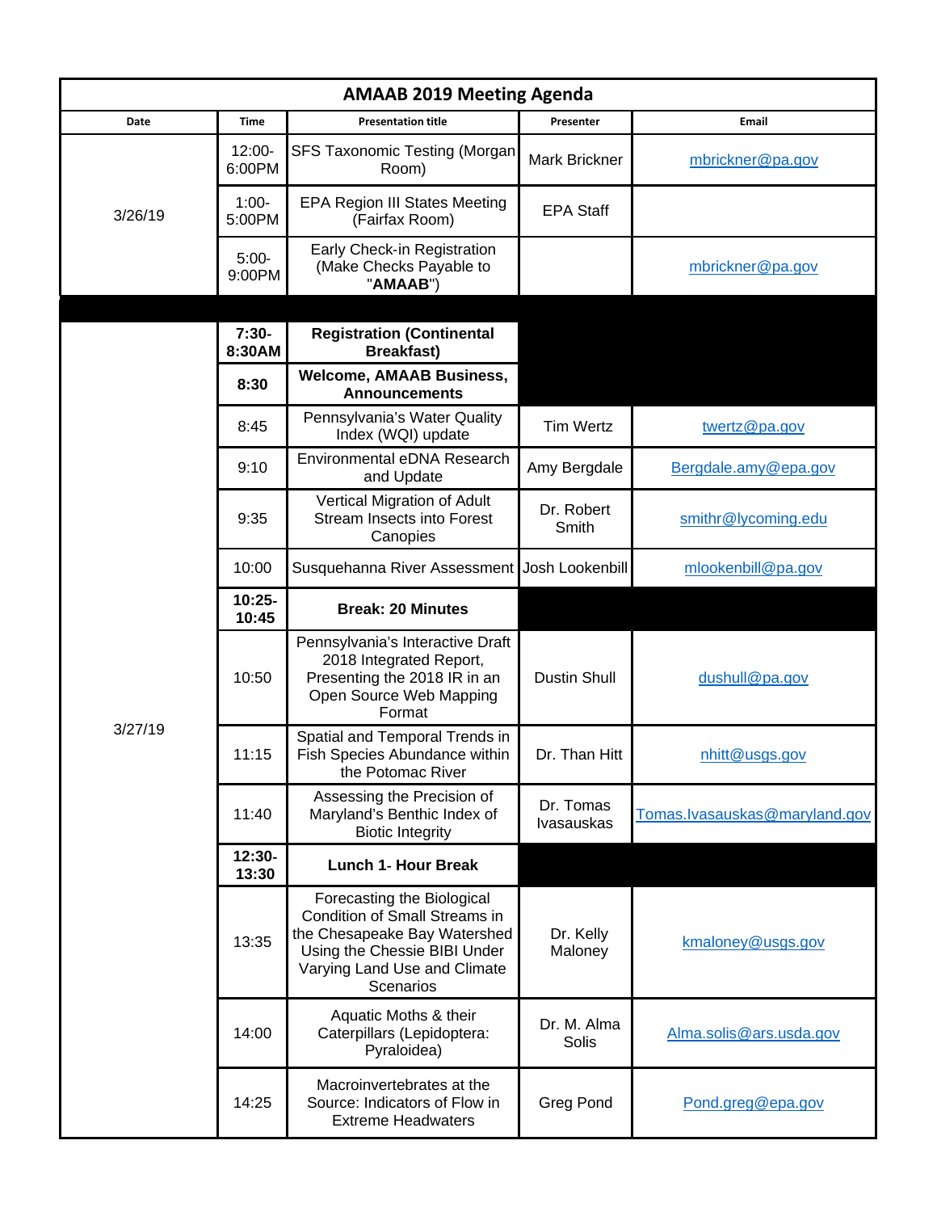| AMAAB 2019 Meeting Agenda | | | | |
|---|---|---|---|---|
| **Date** | **Time** | **Presentation title** | **Presenter** | **Email** |
| 3/26/19 | 12:00-6:00PM | SFS Taxonomic Testing (Morgan Room) | Mark Brickner | mbrickner@pa.gov |
| | 1:00-5:00PM | EPA Region III States Meeting (Fairfax Room) | EPA Staff | |
| | 5:00-9:00PM | Early Check-in Registration (Make Checks Payable to "**AMAAB**") | | mbrickner@pa.gov |
| 3/27/19 | **7:30-8:30AM** | **Registration (Continental Breakfast)** | | |
| | **8:30** | **Welcome, AMAAB Business, Announcements** | | |
| | 8:45 | Pennsylvania's Water Quality Index (WQI) update | Tim Wertz | twertz@pa.gov |
| | 9:10 | Environmental eDNA Research and Update | Amy Bergdale | Bergdale.amy@epa.gov |
| | 9:35 | Vertical Migration of Adult Stream Insects into Forest Canopies | Dr. Robert Smith | smithr@lycoming.edu |
| | 10:00 | Susquehanna River Assessment | Josh Lookenbill | mlookenbill@pa.gov |
| | **10:25-10:45** | **Break: 20 Minutes** | | |
| | 10:50 | Pennsylvania's Interactive Draft 2018 Integrated Report, Presenting the 2018 IR in an Open Source Web Mapping Format | Dustin Shull | dushull@pa.gov |
| | 11:15 | Spatial and Temporal Trends in Fish Species Abundance within the Potomac River | Dr. Than Hitt | nhitt@usgs.gov |
| | 11:40 | Assessing the Precision of Maryland's Benthic Index of Biotic Integrity | Dr. Tomas Ivasauskas | Tomas.Ivasauskas@maryland.gov |
| | **12:30-13:30** | **Lunch 1- Hour Break** | | |
| | 13:35 | Forecasting the Biological Condition of Small Streams in the Chesapeake Bay Watershed Using the Chessie BIBI Under Varying Land Use and Climate Scenarios | Dr. Kelly Maloney | kmaloney@usgs.gov |
| | 14:00 | Aquatic Moths & their Caterpillars (Lepidoptera: Pyraloidea) | Dr. M. Alma Solis | Alma.solis@ars.usda.gov |
| | 14:25 | Macroinvertebrates at the Source: Indicators of Flow in Extreme Headwaters | Greg Pond | Pond.greg@epa.gov |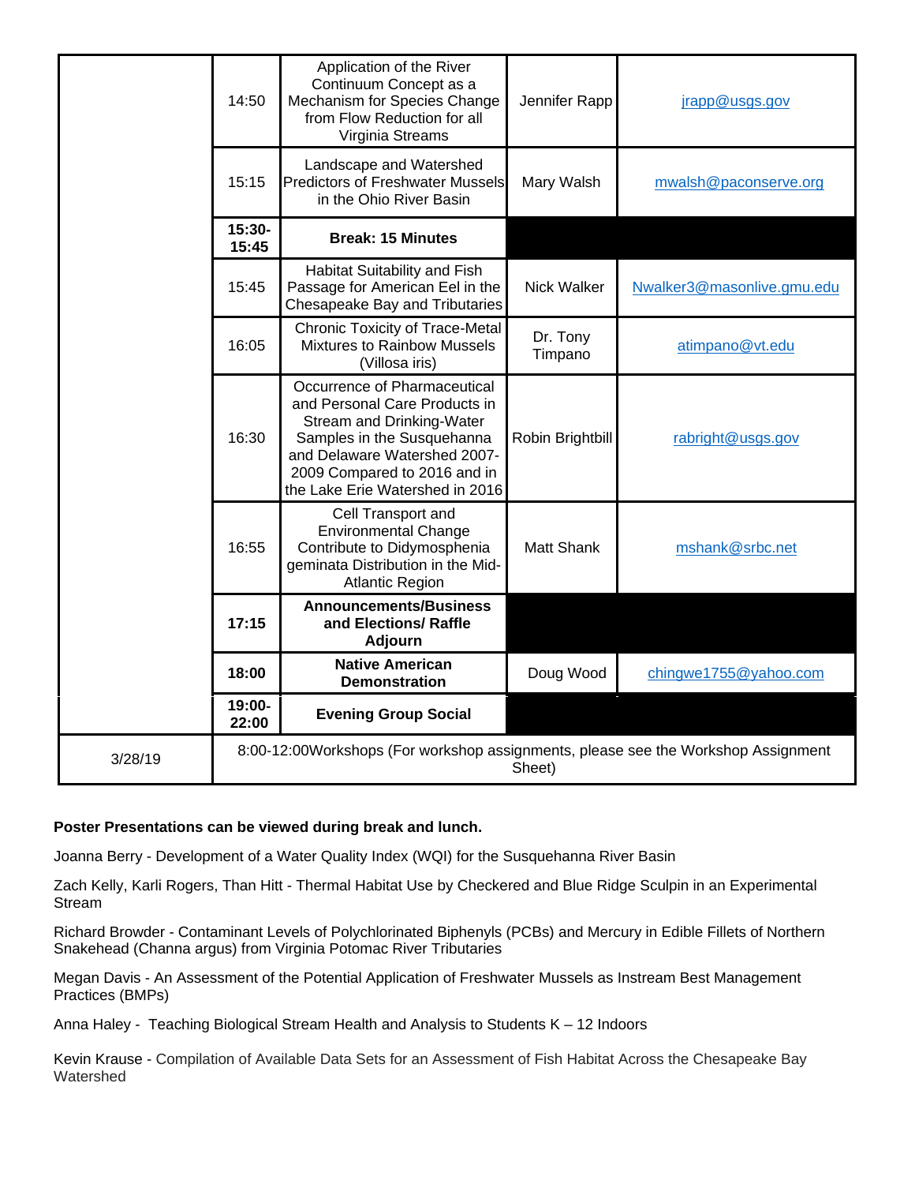| | | | | |
|---|---|---|---|---|
| | 14:50 | Application of the River Continuum Concept as a Mechanism for Species Change from Flow Reduction for all Virginia Streams | Jennifer Rapp | jrapp@usgs.gov |
| | 15:15 | Landscape and Watershed Predictors of Freshwater Mussels in the Ohio River Basin | Mary Walsh | mwalsh@paconserve.org |
| | **15:30-15:45** | **Break: 15 Minutes** | | |
| | 15:45 | Habitat Suitability and Fish Passage for American Eel in the Chesapeake Bay and Tributaries | Nick Walker | Nwalker3@masonlive.gmu.edu |
| | 16:05 | Chronic Toxicity of Trace-Metal Mixtures to Rainbow Mussels (Villosa iris) | Dr. Tony Timpano | atimpano@vt.edu |
| | 16:30 | Occurrence of Pharmaceutical and Personal Care Products in Stream and Drinking-Water Samples in the Susquehanna and Delaware Watershed 2007-2009 Compared to 2016 and in the Lake Erie Watershed in 2016 | Robin Brightbill | rabright@usgs.gov |
| | 16:55 | Cell Transport and Environmental Change Contribute to Didymosphenia geminata Distribution in the Mid-Atlantic Region | Matt Shank | mshank@srbc.net |
| | **17:15** | **Announcements/Business and Elections/ Raffle Adjourn** | | |
| | **18:00** | **Native American Demonstration** | Doug Wood | chingwe1755@yahoo.com |
| | **19:00-22:00** | **Evening Group Social** | | |
| 3/28/19 | 8:00-12:00Workshops (For workshop assignments, please see the Workshop Assignment Sheet) | | | |

**Poster Presentations can be viewed during break and lunch.**

Joanna Berry - Development of a Water Quality Index (WQI) for the Susquehanna River Basin

Zach Kelly, Karli Rogers, Than Hitt - Thermal Habitat Use by Checkered and Blue Ridge Sculpin in an Experimental Stream

Richard Browder - Contaminant Levels of Polychlorinated Biphenyls (PCBs) and Mercury in Edible Fillets of Northern Snakehead (Channa argus) from Virginia Potomac River Tributaries

Megan Davis - An Assessment of the Potential Application of Freshwater Mussels as Instream Best Management Practices (BMPs)

Anna Haley - Teaching Biological Stream Health and Analysis to Students K – 12 Indoors

Kevin Krause - Compilation of Available Data Sets for an Assessment of Fish Habitat Across the Chesapeake Bay Watershed